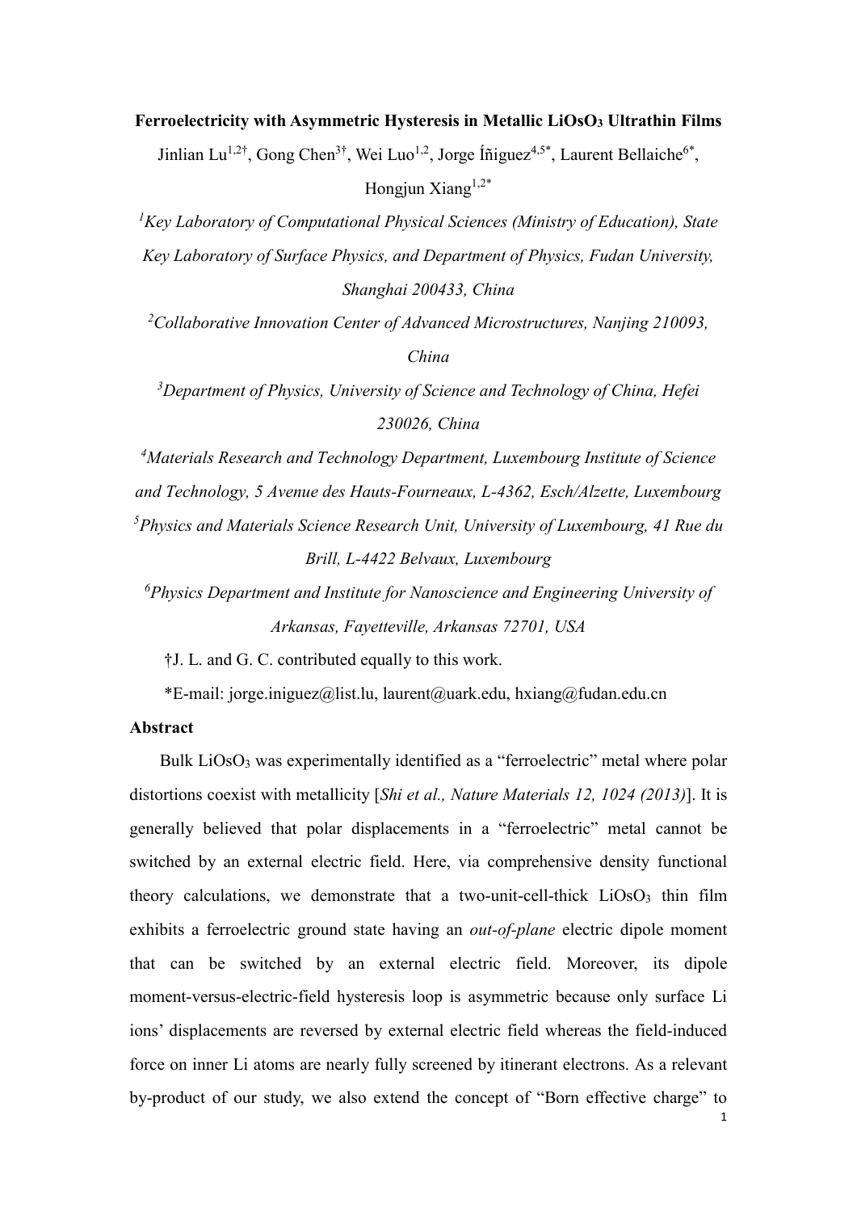# Ferroelectricity with Asymmetric Hysteresis in Metallic $LiOsO_3$ Ultrathin Films

Jinlian Lu[1,2†], Gong Chen[3†], Wei Luo[1,2], Jorge Íñiguez[4,5*], Laurent Bellaiche[6*], Hongjun Xiang[1,2*]

[1]*Key Laboratory of Computational Physical Sciences (Ministry of Education), State Key Laboratory of Surface Physics, and Department of Physics, Fudan University, Shanghai 200433, China*

[2]*Collaborative Innovation Center of Advanced Microstructures, Nanjing 210093, China*

[3]*Department of Physics, University of Science and Technology of China, Hefei 230026, China*

[4]*Materials Research and Technology Department, Luxembourg Institute of Science and Technology, 5 Avenue des Hauts-Fourneaux, L-4362, Esch/Alzette, Luxembourg*

[5]*Physics and Materials Science Research Unit, University of Luxembourg, 41 Rue du Brill, L-4422 Belvaux, Luxembourg*

[6]*Physics Department and Institute for Nanoscience and Engineering University of Arkansas, Fayetteville, Arkansas 72701, USA*

†J. L. and G. C. contributed equally to this work.

*E-mail: jorge.iniguez@list.lu, laurent@uark.edu, hxiang@fudan.edu.cn

## Abstract

Bulk $LiOsO_3$ was experimentally identified as a "ferroelectric" metal where polar distortions coexist with metallicity [*Shi et al., Nature Materials 12, 1024 (2013)*]. It is generally believed that polar displacements in a "ferroelectric" metal cannot be switched by an external electric field. Here, via comprehensive density functional theory calculations, we demonstrate that a two-unit-cell-thick $LiOsO_3$ thin film exhibits a ferroelectric ground state having an *out-of-plane* electric dipole moment that can be switched by an external electric field. Moreover, its dipole moment-versus-electric-field hysteresis loop is asymmetric because only surface Li ions' displacements are reversed by external electric field whereas the field-induced force on inner Li atoms are nearly fully screened by itinerant electrons. As a relevant by-product of our study, we also extend the concept of "Born effective charge" to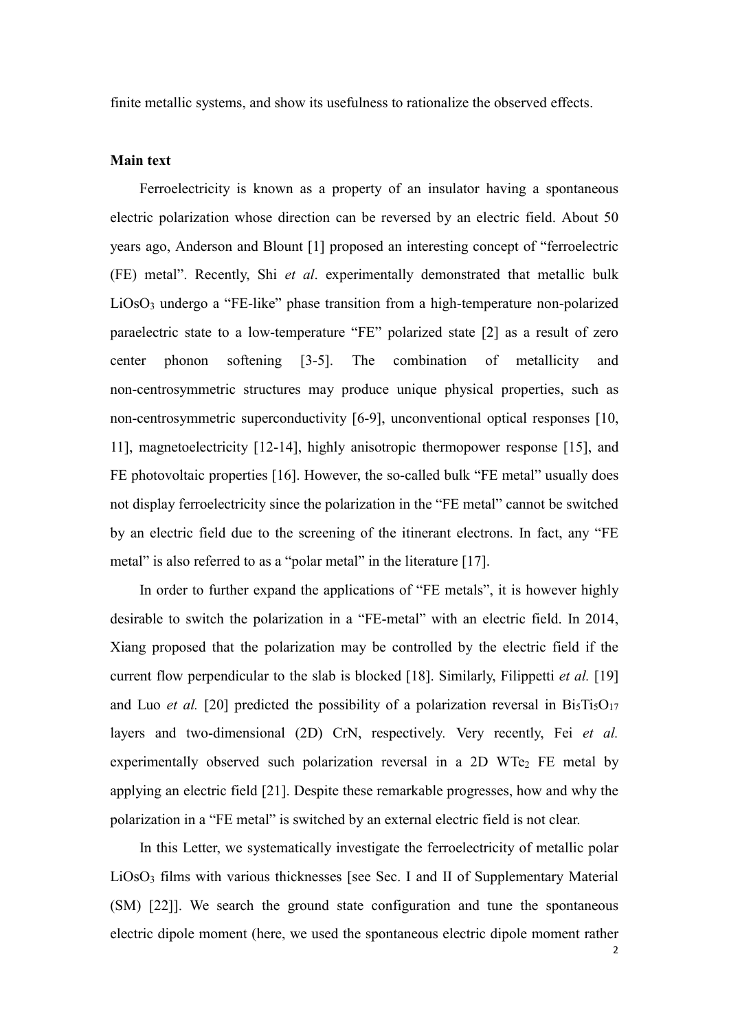finite metallic systems, and show its usefulness to rationalize the observed effects.

**Main text**

Ferroelectricity is known as a property of an insulator having a spontaneous electric polarization whose direction can be reversed by an electric field. About 50 years ago, Anderson and Blount [1] proposed an interesting concept of "ferroelectric (FE) metal". Recently, Shi *et al*. experimentally demonstrated that metallic bulk $LiOsO_3$ undergo a "FE-like" phase transition from a high-temperature non-polarized paraelectric state to a low-temperature "FE" polarized state [2] as a result of zero center phonon softening [3-5]. The combination of metallicity and non-centrosymmetric structures may produce unique physical properties, such as non-centrosymmetric superconductivity [6-9], unconventional optical responses [10, 11], magnetoelectricity [12-14], highly anisotropic thermopower response [15], and FE photovoltaic properties [16]. However, the so-called bulk "FE metal" usually does not display ferroelectricity since the polarization in the "FE metal" cannot be switched by an electric field due to the screening of the itinerant electrons. In fact, any "FE metal" is also referred to as a "polar metal" in the literature [17].

In order to further expand the applications of "FE metals", it is however highly desirable to switch the polarization in a "FE-metal" with an electric field. In 2014, Xiang proposed that the polarization may be controlled by the electric field if the current flow perpendicular to the slab is blocked [18]. Similarly, Filippetti *et al.* [19] and Luo *et al.* [20] predicted the possibility of a polarization reversal in $Bi_5Ti_5O_{17}$ layers and two-dimensional (2D) CrN, respectively. Very recently, Fei *et al.* experimentally observed such polarization reversal in a 2D $WTe_2$ FE metal by applying an electric field [21]. Despite these remarkable progresses, how and why the polarization in a "FE metal" is switched by an external electric field is not clear.

In this Letter, we systematically investigate the ferroelectricity of metallic polar $LiOsO_3$ films with various thicknesses [see Sec. I and II of Supplementary Material (SM) [22]]. We search the ground state configuration and tune the spontaneous electric dipole moment (here, we used the spontaneous electric dipole moment rather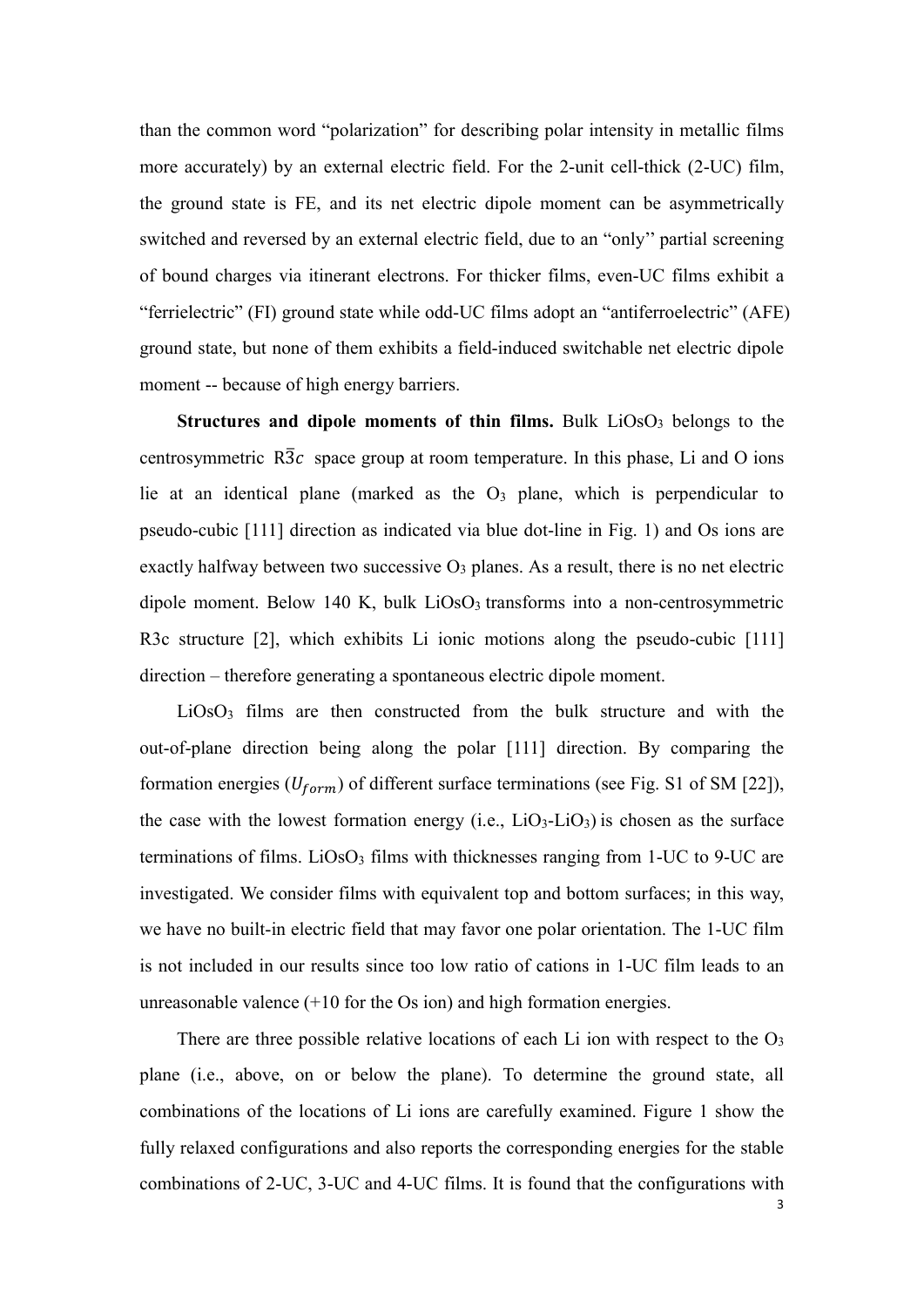than the common word "polarization" for describing polar intensity in metallic films more accurately) by an external electric field. For the 2-unit cell-thick (2-UC) film, the ground state is FE, and its net electric dipole moment can be asymmetrically switched and reversed by an external electric field, due to an "only'' partial screening of bound charges via itinerant electrons. For thicker films, even-UC films exhibit a "ferrielectric" (FI) ground state while odd-UC films adopt an "antiferroelectric" (AFE) ground state, but none of them exhibits a field-induced switchable net electric dipole moment -- because of high energy barriers.

**Structures and dipole moments of thin films.** Bulk $LiOsO_3$ belongs to the centrosymmetric $R\bar{3}c$ space group at room temperature. In this phase, Li and O ions lie at an identical plane (marked as the $O_3$ plane, which is perpendicular to pseudo-cubic [111] direction as indicated via blue dot-line in Fig. 1) and Os ions are exactly halfway between two successive $O_3$ planes. As a result, there is no net electric dipole moment. Below 140 K, bulk $LiOsO_3$ transforms into a non-centrosymmetric R3c structure [2], which exhibits Li ionic motions along the pseudo-cubic [111] direction – therefore generating a spontaneous electric dipole moment.

$LiOsO_3$ films are then constructed from the bulk structure and with the out-of-plane direction being along the polar [111] direction. By comparing the formation energies ($U_{form}$) of different surface terminations (see Fig. S1 of SM [22]), the case with the lowest formation energy (i.e., $LiO_3$-$LiO_3$) is chosen as the surface terminations of films. $LiOsO_3$ films with thicknesses ranging from 1-UC to 9-UC are investigated. We consider films with equivalent top and bottom surfaces; in this way, we have no built-in electric field that may favor one polar orientation. The 1-UC film is not included in our results since too low ratio of cations in 1-UC film leads to an unreasonable valence (+10 for the Os ion) and high formation energies.

There are three possible relative locations of each Li ion with respect to the $O_3$ plane (i.e., above, on or below the plane). To determine the ground state, all combinations of the locations of Li ions are carefully examined. Figure 1 show the fully relaxed configurations and also reports the corresponding energies for the stable combinations of 2-UC, 3-UC and 4-UC films. It is found that the configurations with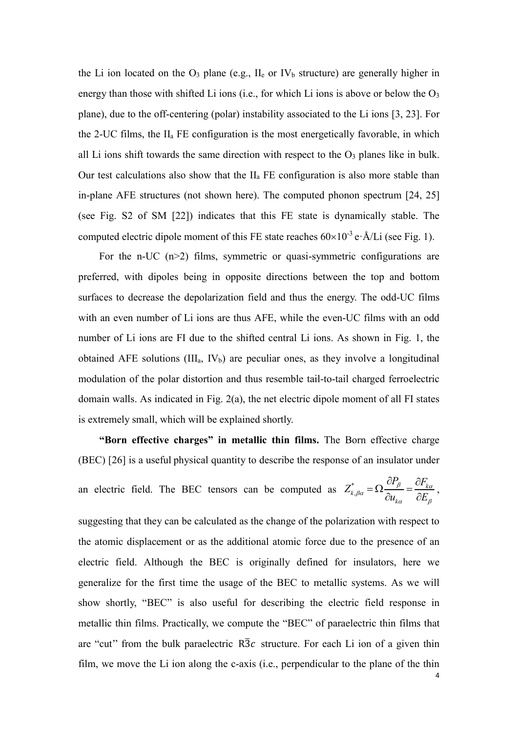the Li ion located on the $O_3$ plane (e.g., $II_e$ or $IV_b$ structure) are generally higher in energy than those with shifted Li ions (i.e., for which Li ions is above or below the $O_3$ plane), due to the off-centering (polar) instability associated to the Li ions [3, 23]. For the 2-UC films, the $II_a$ FE configuration is the most energetically favorable, in which all Li ions shift towards the same direction with respect to the $O_3$ planes like in bulk. Our test calculations also show that the $II_a$ FE configuration is also more stable than in-plane AFE structures (not shown here). The computed phonon spectrum [24, 25] (see Fig. S2 of SM [22]) indicates that this FE state is dynamically stable. The computed electric dipole moment of this FE state reaches $60\times10^{-3}$ e·Å/Li (see Fig. 1).

For the n-UC (n>2) films, symmetric or quasi-symmetric configurations are preferred, with dipoles being in opposite directions between the top and bottom surfaces to decrease the depolarization field and thus the energy. The odd-UC films with an even number of Li ions are thus AFE, while the even-UC films with an odd number of Li ions are FI due to the shifted central Li ions. As shown in Fig. 1, the obtained AFE solutions ($III_a$, $IV_b$) are peculiar ones, as they involve a longitudinal modulation of the polar distortion and thus resemble tail-to-tail charged ferroelectric domain walls. As indicated in Fig. 2(a), the net electric dipole moment of all FI states is extremely small, which will be explained shortly.

**"Born effective charges" in metallic thin films.** The Born effective charge (BEC) [26] is a useful physical quantity to describe the response of an insulator under an electric field. The BEC tensors can be computed as $Z^*_{k,\beta\alpha} = \Omega \frac{\partial P_\beta}{\partial u_{k\alpha}} = \frac{\partial F_{k\alpha}}{\partial E_\beta}$, suggesting that they can be calculated as the change of the polarization with respect to the atomic displacement or as the additional atomic force due to the presence of an electric field. Although the BEC is originally defined for insulators, here we generalize for the first time the usage of the BEC to metallic systems. As we will show shortly, "BEC" is also useful for describing the electric field response in metallic thin films. Practically, we compute the "BEC" of paraelectric thin films that are "cut" from the bulk paraelectric $R\bar{3}c$ structure. For each Li ion of a given thin film, we move the Li ion along the c-axis (i.e., perpendicular to the plane of the thin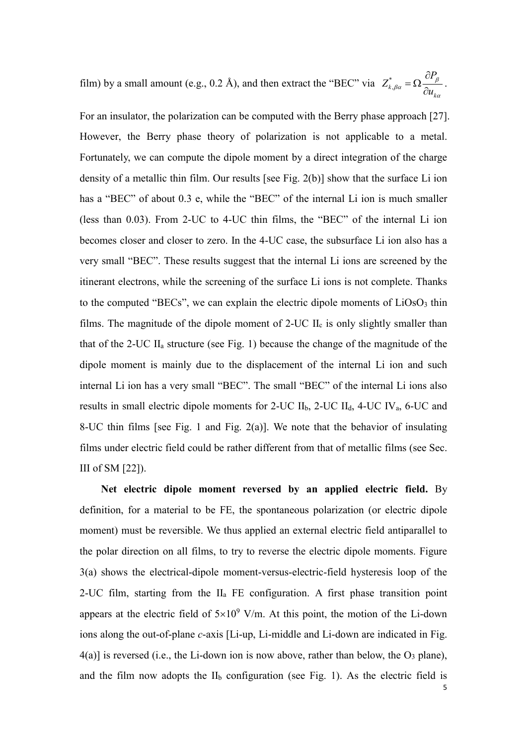film) by a small amount (e.g., 0.2 Å), and then extract the "BEC" via $Z^*_{k,\beta\alpha} = \Omega \frac{\partial P_\beta}{\partial u_{k\alpha}}$.

For an insulator, the polarization can be computed with the Berry phase approach [27]. However, the Berry phase theory of polarization is not applicable to a metal. Fortunately, we can compute the dipole moment by a direct integration of the charge density of a metallic thin film. Our results [see Fig. 2(b)] show that the surface Li ion has a "BEC" of about 0.3 e, while the "BEC" of the internal Li ion is much smaller (less than 0.03). From 2-UC to 4-UC thin films, the "BEC" of the internal Li ion becomes closer and closer to zero. In the 4-UC case, the subsurface Li ion also has a very small "BEC". These results suggest that the internal Li ions are screened by the itinerant electrons, while the screening of the surface Li ions is not complete. Thanks to the computed "BECs", we can explain the electric dipole moments of $LiOsO_3$ thin films. The magnitude of the dipole moment of 2-UC $II_c$ is only slightly smaller than that of the 2-UC $II_a$ structure (see Fig. 1) because the change of the magnitude of the dipole moment is mainly due to the displacement of the internal Li ion and such internal Li ion has a very small "BEC". The small "BEC" of the internal Li ions also results in small electric dipole moments for 2-UC $II_b$, 2-UC $II_d$, 4-UC $IV_a$, 6-UC and 8-UC thin films [see Fig. 1 and Fig. 2(a)]. We note that the behavior of insulating films under electric field could be rather different from that of metallic films (see Sec. III of SM [22]).

**Net electric dipole moment reversed by an applied electric field.** By definition, for a material to be FE, the spontaneous polarization (or electric dipole moment) must be reversible. We thus applied an external electric field antiparallel to the polar direction on all films, to try to reverse the electric dipole moments. Figure 3(a) shows the electrical-dipole moment-versus-electric-field hysteresis loop of the 2-UC film, starting from the $II_a$ FE configuration. A first phase transition point appears at the electric field of $5\times10^9$ V/m. At this point, the motion of the Li-down ions along the out-of-plane *c*-axis [Li-up, Li-middle and Li-down are indicated in Fig. 4(a)] is reversed (i.e., the Li-down ion is now above, rather than below, the $O_3$ plane), and the film now adopts the $II_b$ configuration (see Fig. 1). As the electric field is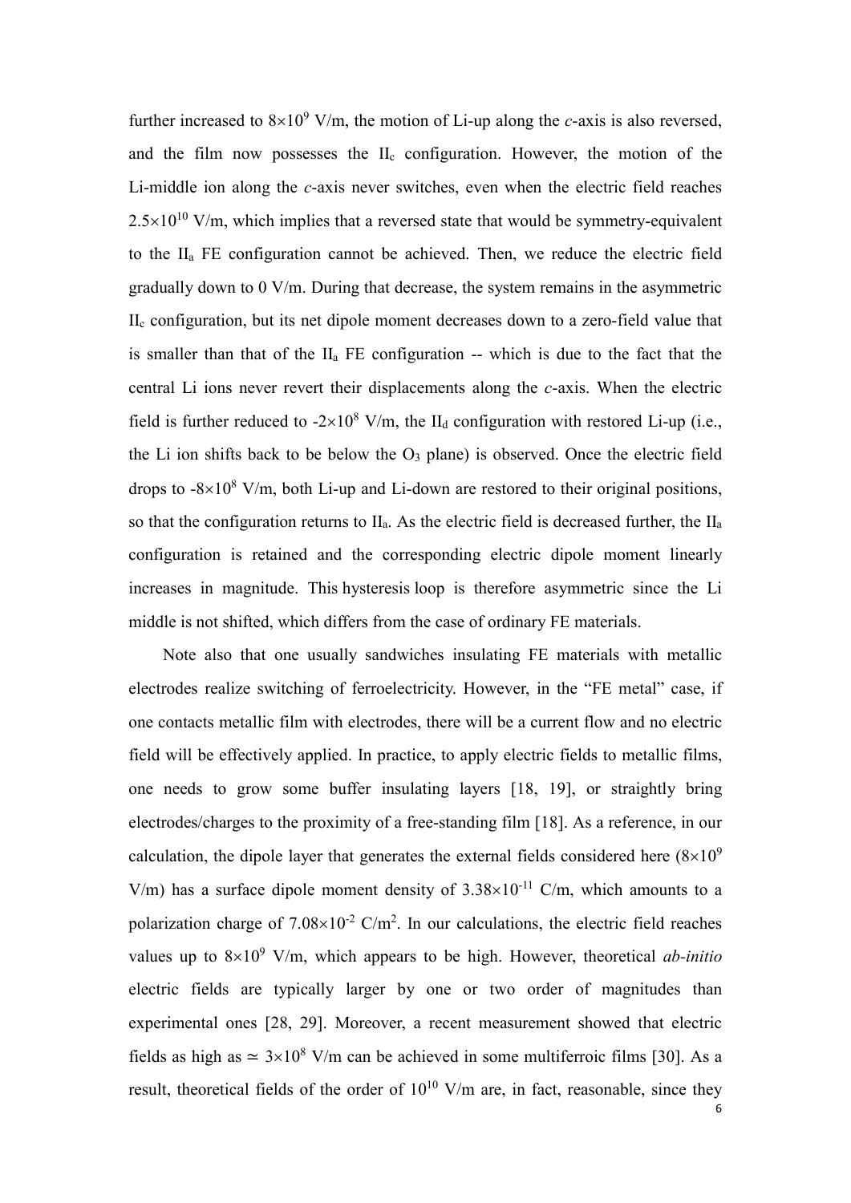further increased to $8\times10^9$ V/m, the motion of Li-up along the *c*-axis is also reversed, and the film now possesses the $II_c$ configuration. However, the motion of the Li-middle ion along the *c*-axis never switches, even when the electric field reaches $2.5\times10^{10}$ V/m, which implies that a reversed state that would be symmetry-equivalent to the $II_a$ FE configuration cannot be achieved. Then, we reduce the electric field gradually down to 0 V/m. During that decrease, the system remains in the asymmetric $II_c$ configuration, but its net dipole moment decreases down to a zero-field value that is smaller than that of the $II_a$ FE configuration -- which is due to the fact that the central Li ions never revert their displacements along the *c*-axis. When the electric field is further reduced to $-2\times10^8$ V/m, the $II_d$ configuration with restored Li-up (i.e., the Li ion shifts back to be below the $O_3$ plane) is observed. Once the electric field drops to $-8\times10^8$ V/m, both Li-up and Li-down are restored to their original positions, so that the configuration returns to $II_a$. As the electric field is decreased further, the $II_a$ configuration is retained and the corresponding electric dipole moment linearly increases in magnitude. This hysteresis loop is therefore asymmetric since the Li middle is not shifted, which differs from the case of ordinary FE materials.

Note also that one usually sandwiches insulating FE materials with metallic electrodes realize switching of ferroelectricity. However, in the "FE metal" case, if one contacts metallic film with electrodes, there will be a current flow and no electric field will be effectively applied. In practice, to apply electric fields to metallic films, one needs to grow some buffer insulating layers [18, 19], or straightly bring electrodes/charges to the proximity of a free-standing film [18]. As a reference, in our calculation, the dipole layer that generates the external fields considered here ($8\times10^9$ V/m) has a surface dipole moment density of $3.38\times10^{-11}$ C/m, which amounts to a polarization charge of $7.08\times10^{-2}$ C/m$^2$. In our calculations, the electric field reaches values up to $8\times10^9$ V/m, which appears to be high. However, theoretical *ab-initio* electric fields are typically larger by one or two order of magnitudes than experimental ones [28, 29]. Moreover, a recent measurement showed that electric fields as high as $\simeq 3\times10^8$ V/m can be achieved in some multiferroic films [30]. As a result, theoretical fields of the order of $10^{10}$ V/m are, in fact, reasonable, since they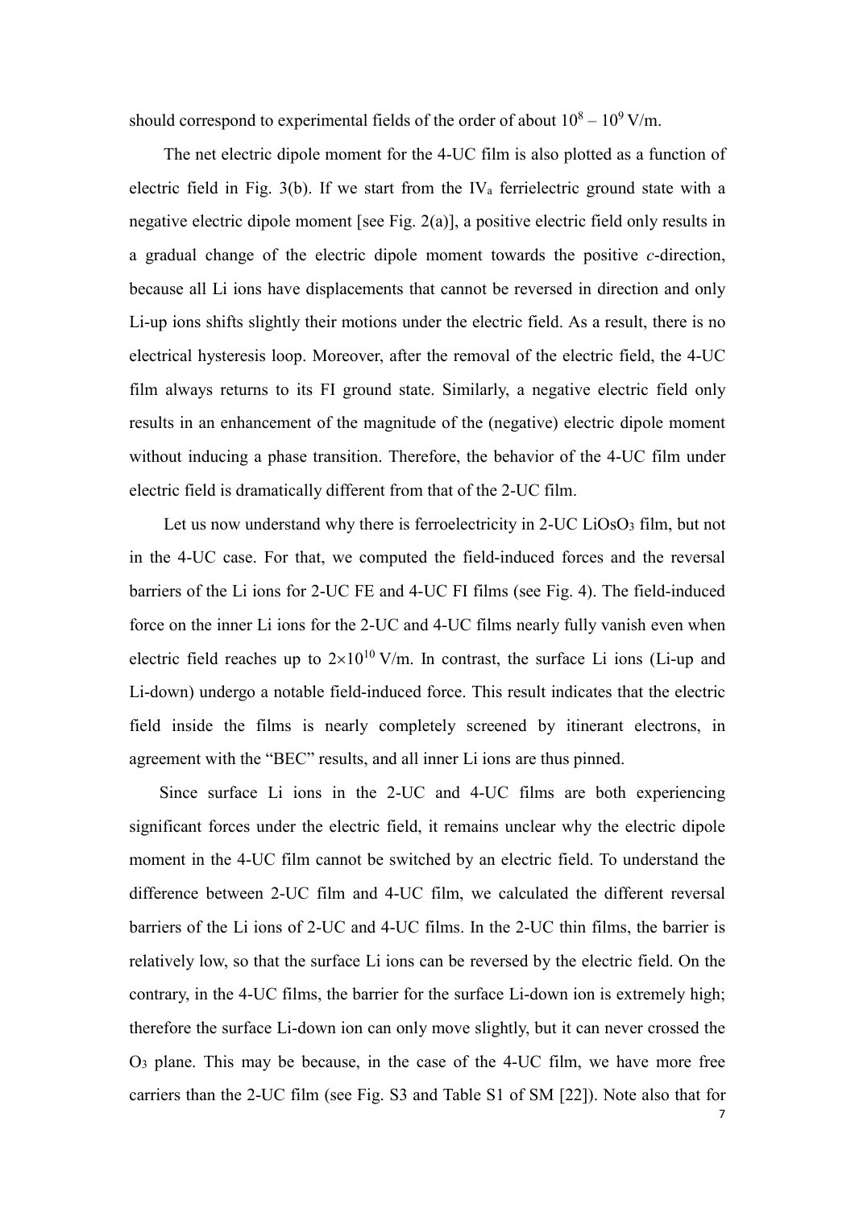should correspond to experimental fields of the order of about $10^8 - 10^9$ V/m.

The net electric dipole moment for the 4-UC film is also plotted as a function of electric field in Fig. 3(b). If we start from the $IV_a$ ferrielectric ground state with a negative electric dipole moment [see Fig. 2(a)], a positive electric field only results in a gradual change of the electric dipole moment towards the positive *c*-direction, because all Li ions have displacements that cannot be reversed in direction and only Li-up ions shifts slightly their motions under the electric field. As a result, there is no electrical hysteresis loop. Moreover, after the removal of the electric field, the 4-UC film always returns to its FI ground state. Similarly, a negative electric field only results in an enhancement of the magnitude of the (negative) electric dipole moment without inducing a phase transition. Therefore, the behavior of the 4-UC film under electric field is dramatically different from that of the 2-UC film.

Let us now understand why there is ferroelectricity in 2-UC $LiOsO_3$ film, but not in the 4-UC case. For that, we computed the field-induced forces and the reversal barriers of the Li ions for 2-UC FE and 4-UC FI films (see Fig. 4). The field-induced force on the inner Li ions for the 2-UC and 4-UC films nearly fully vanish even when electric field reaches up to $2\times10^{10}$ V/m. In contrast, the surface Li ions (Li-up and Li-down) undergo a notable field-induced force. This result indicates that the electric field inside the films is nearly completely screened by itinerant electrons, in agreement with the "BEC" results, and all inner Li ions are thus pinned.

Since surface Li ions in the 2-UC and 4-UC films are both experiencing significant forces under the electric field, it remains unclear why the electric dipole moment in the 4-UC film cannot be switched by an electric field. To understand the difference between 2-UC film and 4-UC film, we calculated the different reversal barriers of the Li ions of 2-UC and 4-UC films. In the 2-UC thin films, the barrier is relatively low, so that the surface Li ions can be reversed by the electric field. On the contrary, in the 4-UC films, the barrier for the surface Li-down ion is extremely high; therefore the surface Li-down ion can only move slightly, but it can never crossed the $O_3$ plane. This may be because, in the case of the 4-UC film, we have more free carriers than the 2-UC film (see Fig. S3 and Table S1 of SM [22]). Note also that for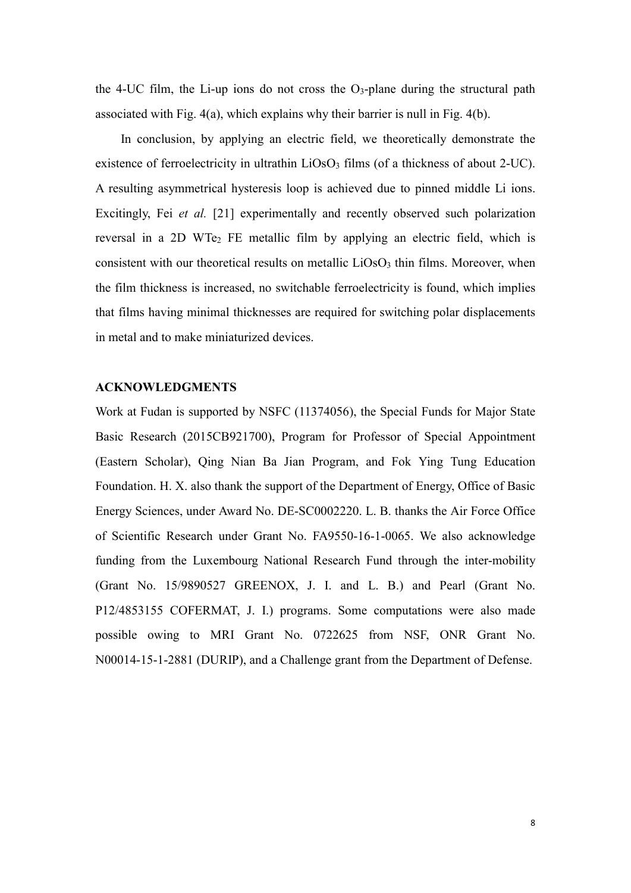the 4-UC film, the Li-up ions do not cross the $O_3$-plane during the structural path associated with Fig. 4(a), which explains why their barrier is null in Fig. 4(b).

In conclusion, by applying an electric field, we theoretically demonstrate the existence of ferroelectricity in ultrathin $LiOsO_3$ films (of a thickness of about 2-UC). A resulting asymmetrical hysteresis loop is achieved due to pinned middle Li ions. Excitingly, Fei *et al.* [21] experimentally and recently observed such polarization reversal in a 2D $WTe_2$ FE metallic film by applying an electric field, which is consistent with our theoretical results on metallic $LiOsO_3$ thin films. Moreover, when the film thickness is increased, no switchable ferroelectricity is found, which implies that films having minimal thicknesses are required for switching polar displacements in metal and to make miniaturized devices.

## ACKNOWLEDGMENTS

Work at Fudan is supported by NSFC (11374056), the Special Funds for Major State Basic Research (2015CB921700), Program for Professor of Special Appointment (Eastern Scholar), Qing Nian Ba Jian Program, and Fok Ying Tung Education Foundation. H. X. also thank the support of the Department of Energy, Office of Basic Energy Sciences, under Award No. DE-SC0002220. L. B. thanks the Air Force Office of Scientific Research under Grant No. FA9550-16-1-0065. We also acknowledge funding from the Luxembourg National Research Fund through the inter-mobility (Grant No. 15/9890527 GREENOX, J. I. and L. B.) and Pearl (Grant No. P12/4853155 COFERMAT, J. I.) programs. Some computations were also made possible owing to MRI Grant No. 0722625 from NSF, ONR Grant No. N00014-15-1-2881 (DURIP), and a Challenge grant from the Department of Defense.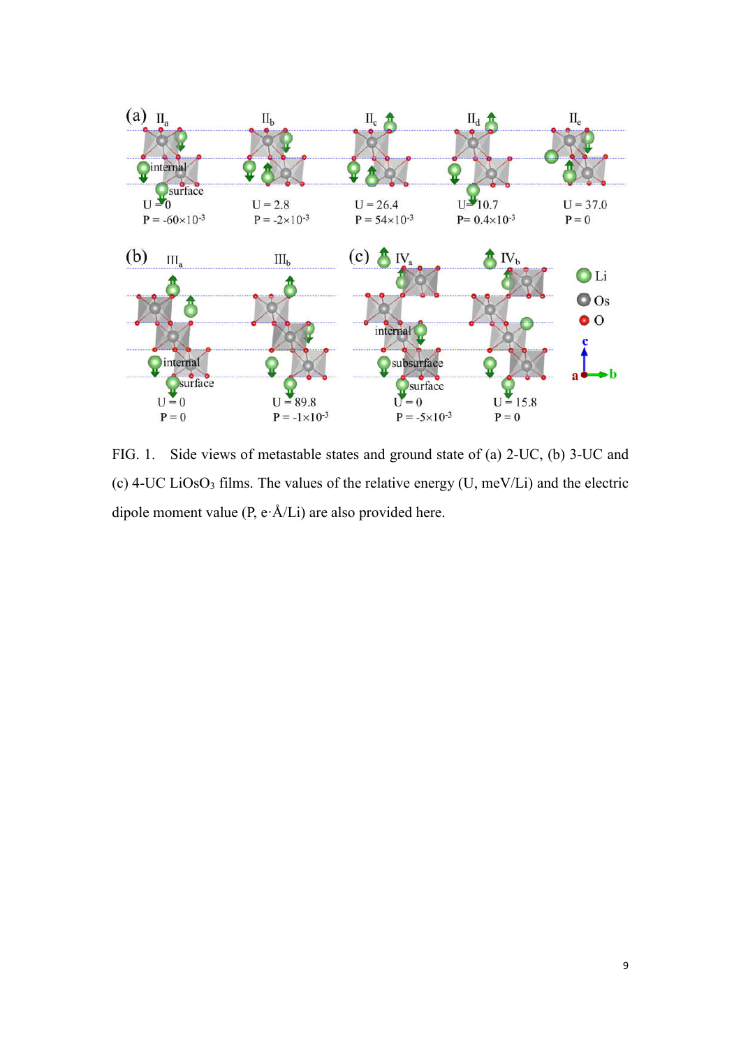FIG. 1. Side views of metastable states and ground state of (a) 2-UC, (b) 3-UC and (c) 4-UC $LiOsO_3$ films. The values of the relative energy (U, meV/Li) and the electric dipole moment value (P, e·Å/Li) are also provided here.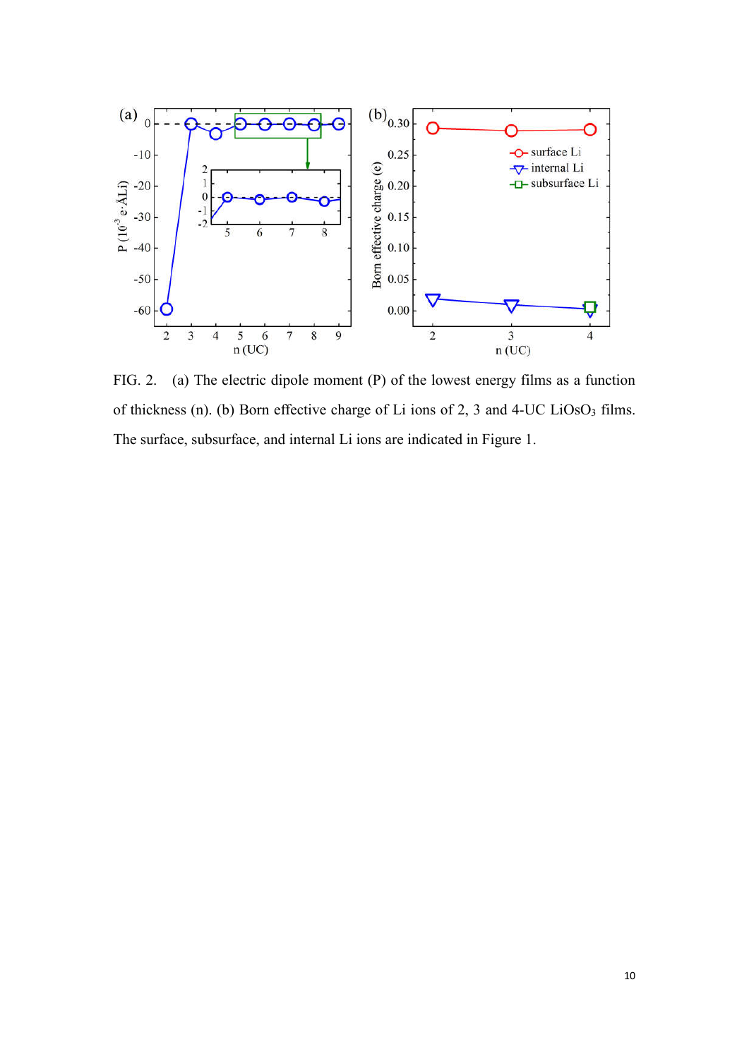FIG. 2. (a) The electric dipole moment (P) of the lowest energy films as a function of thickness (n). (b) Born effective charge of Li ions of 2, 3 and 4-UC $LiOsO_3$ films. The surface, subsurface, and internal Li ions are indicated in Figure 1.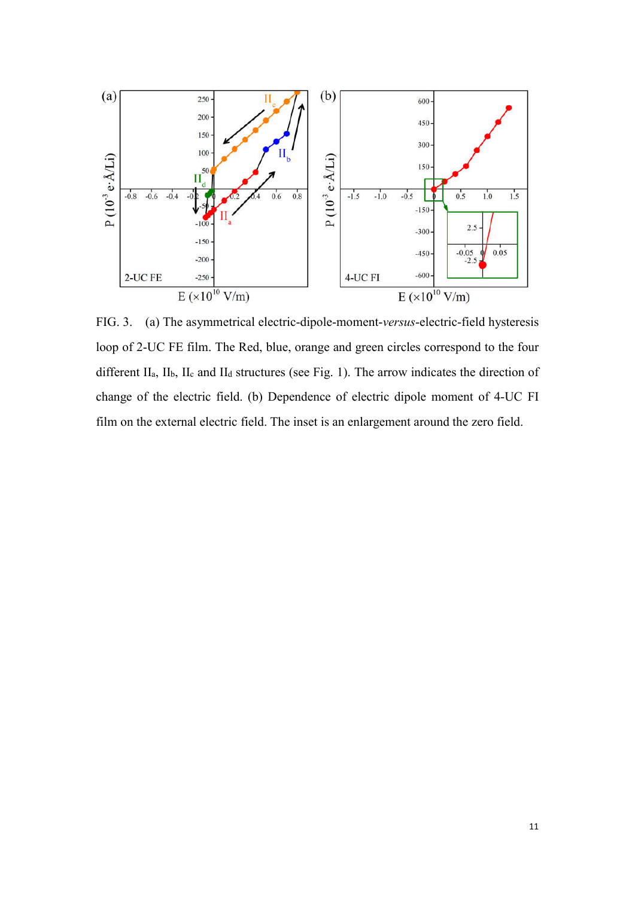FIG. 3. (a) The asymmetrical electric-dipole-moment-*versus*-electric-field hysteresis loop of 2-UC FE film. The Red, blue, orange and green circles correspond to the four different $II_a$, $II_b$, $II_c$ and $II_d$ structures (see Fig. 1). The arrow indicates the direction of change of the electric field. (b) Dependence of electric dipole moment of 4-UC FI film on the external electric field. The inset is an enlargement around the zero field.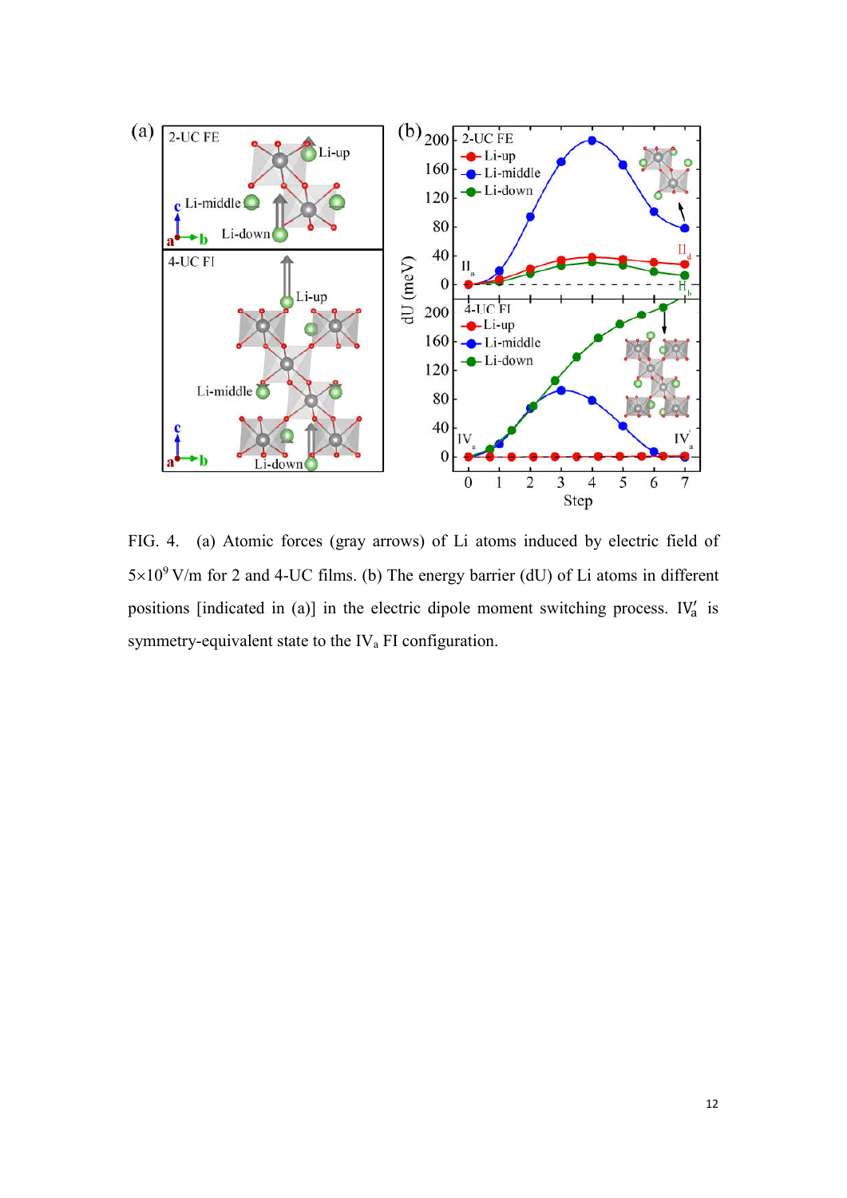FIG. 4. (a) Atomic forces (gray arrows) of Li atoms induced by electric field of $5\times10^{9}$ V/m for 2 and 4-UC films. (b) The energy barrier (dU) of Li atoms in different positions [indicated in (a)] in the electric dipole moment switching process. $IV'_a$ is symmetry-equivalent state to the $IV_a$ FI configuration.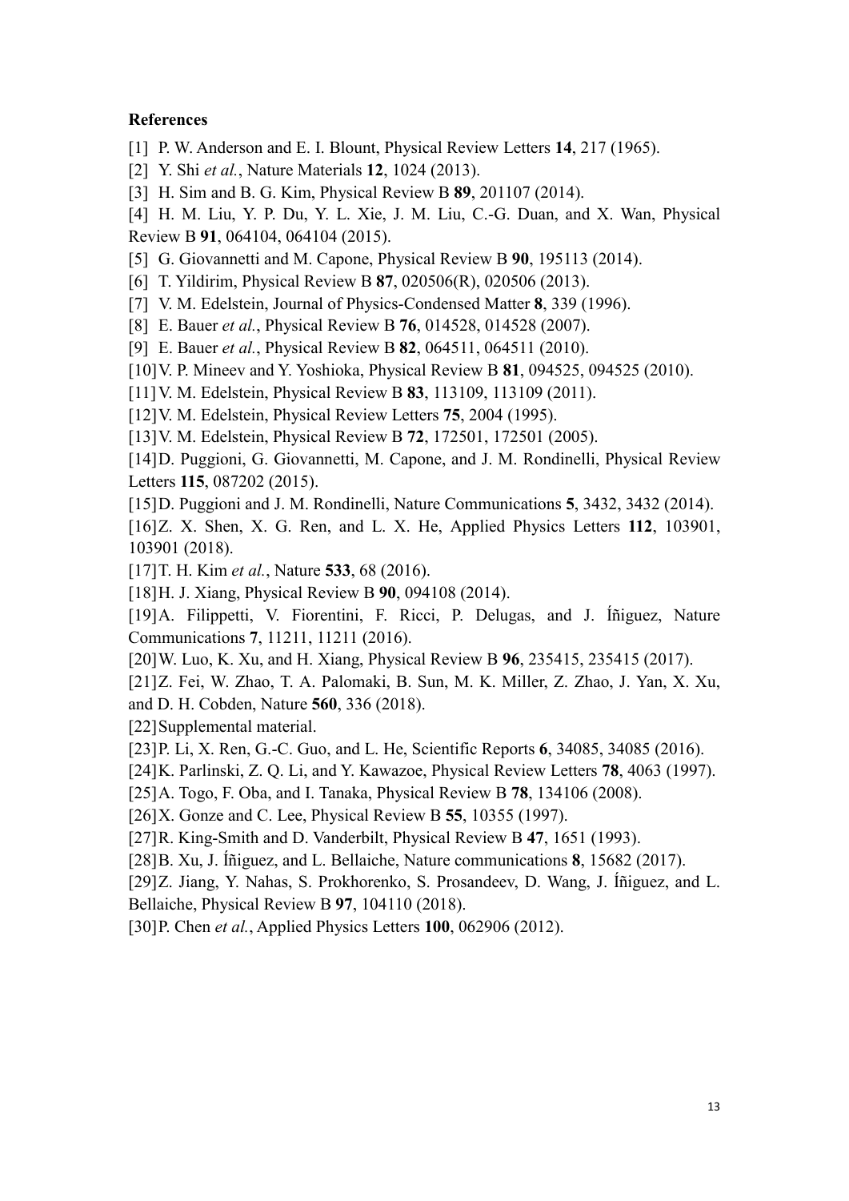## References

[1] P. W. Anderson and E. I. Blount, Physical Review Letters **14**, 217 (1965).

[2] Y. Shi *et al.*, Nature Materials **12**, 1024 (2013).

[3] H. Sim and B. G. Kim, Physical Review B **89**, 201107 (2014).

[4] H. M. Liu, Y. P. Du, Y. L. Xie, J. M. Liu, C.-G. Duan, and X. Wan, Physical Review B **91**, 064104, 064104 (2015).

[5] G. Giovannetti and M. Capone, Physical Review B **90**, 195113 (2014).

[6] T. Yildirim, Physical Review B **87**, 020506(R), 020506 (2013).

[7] V. M. Edelstein, Journal of Physics-Condensed Matter **8**, 339 (1996).

[8] E. Bauer *et al.*, Physical Review B **76**, 014528, 014528 (2007).

[9] E. Bauer *et al.*, Physical Review B **82**, 064511, 064511 (2010).

[10] V. P. Mineev and Y. Yoshioka, Physical Review B **81**, 094525, 094525 (2010).

[11] V. M. Edelstein, Physical Review B **83**, 113109, 113109 (2011).

[12] V. M. Edelstein, Physical Review Letters **75**, 2004 (1995).

[13] V. M. Edelstein, Physical Review B **72**, 172501, 172501 (2005).

[14] D. Puggioni, G. Giovannetti, M. Capone, and J. M. Rondinelli, Physical Review Letters **115**, 087202 (2015).

[15] D. Puggioni and J. M. Rondinelli, Nature Communications **5**, 3432, 3432 (2014).

[16] Z. X. Shen, X. G. Ren, and L. X. He, Applied Physics Letters **112**, 103901, 103901 (2018).

[17] T. H. Kim *et al.*, Nature **533**, 68 (2016).

[18] H. J. Xiang, Physical Review B **90**, 094108 (2014).

[19] A. Filippetti, V. Fiorentini, F. Ricci, P. Delugas, and J. Íñiguez, Nature Communications **7**, 11211, 11211 (2016).

[20] W. Luo, K. Xu, and H. Xiang, Physical Review B **96**, 235415, 235415 (2017).

[21] Z. Fei, W. Zhao, T. A. Palomaki, B. Sun, M. K. Miller, Z. Zhao, J. Yan, X. Xu, and D. H. Cobden, Nature **560**, 336 (2018).

[22] Supplemental material.

[23] P. Li, X. Ren, G.-C. Guo, and L. He, Scientific Reports **6**, 34085, 34085 (2016).

[24] K. Parlinski, Z. Q. Li, and Y. Kawazoe, Physical Review Letters **78**, 4063 (1997).

[25] A. Togo, F. Oba, and I. Tanaka, Physical Review B **78**, 134106 (2008).

[26] X. Gonze and C. Lee, Physical Review B **55**, 10355 (1997).

[27] R. King-Smith and D. Vanderbilt, Physical Review B **47**, 1651 (1993).

[28] B. Xu, J. Íñiguez, and L. Bellaiche, Nature communications **8**, 15682 (2017).

[29] Z. Jiang, Y. Nahas, S. Prokhorenko, S. Prosandeev, D. Wang, J. Íñiguez, and L. Bellaiche, Physical Review B **97**, 104110 (2018).

[30] P. Chen *et al.*, Applied Physics Letters **100**, 062906 (2012).